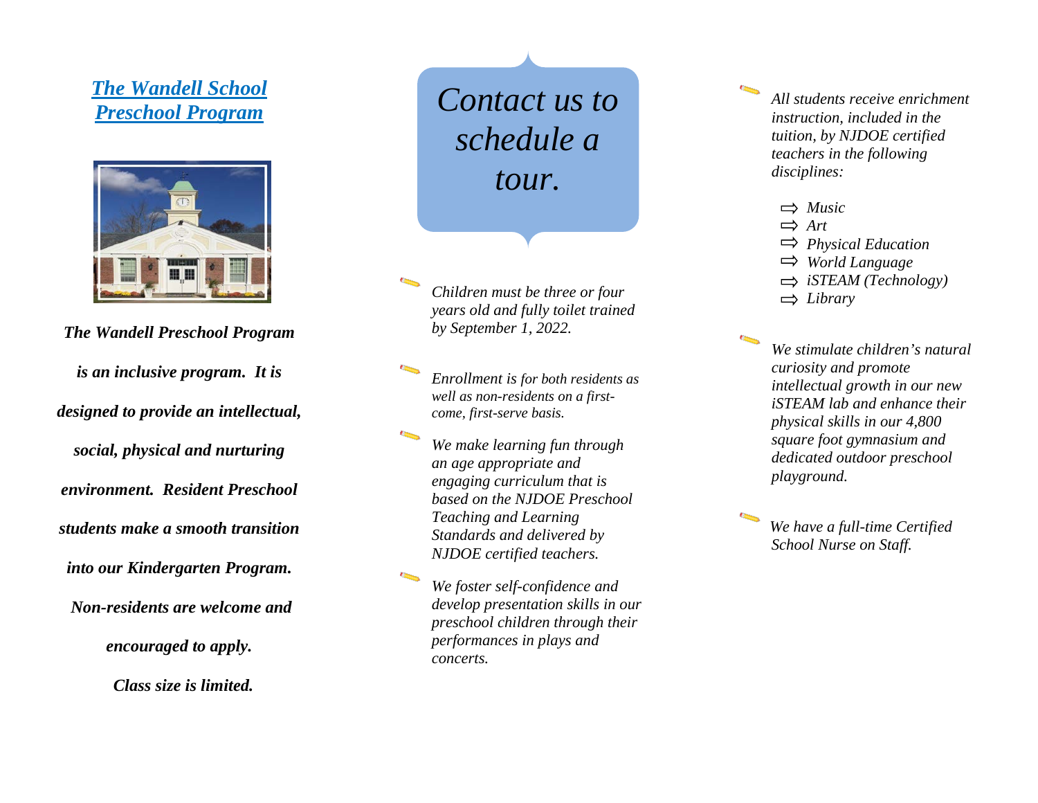# The Wandell School Preschool Program

***The Wandell Preschool Program is an inclusive program. It is designed to provide an intellectual, social, physical and nurturing environment. Resident Preschool students make a smooth transition into our Kindergarten Program. Non-residents are welcome and encouraged to apply.***

***Class size is limited.***

## *Contact us to schedule a tour.*

- *Children must be three or four years old and fully toilet trained by September 1, 2022.*
- *Enrollment is for both residents as well as non-residents on a first-come, first-serve basis.*
- *We make learning fun through an age appropriate and engaging curriculum that is based on the NJDOE Preschool Teaching and Learning Standards and delivered by NJDOE certified teachers.*
- *We foster self-confidence and develop presentation skills in our preschool children through their performances in plays and concerts.*
- *All students receive enrichment instruction, included in the tuition, by NJDOE certified teachers in the following disciplines:*
  - *Music*
  - *Art*
  - *Physical Education*
  - *World Language*
  - *iSTEAM (Technology)*
  - *Library*
- *We stimulate children's natural curiosity and promote intellectual growth in our new iSTEAM lab and enhance their physical skills in our 4,800 square foot gymnasium and dedicated outdoor preschool playground.*
- *We have a full-time Certified School Nurse on Staff.*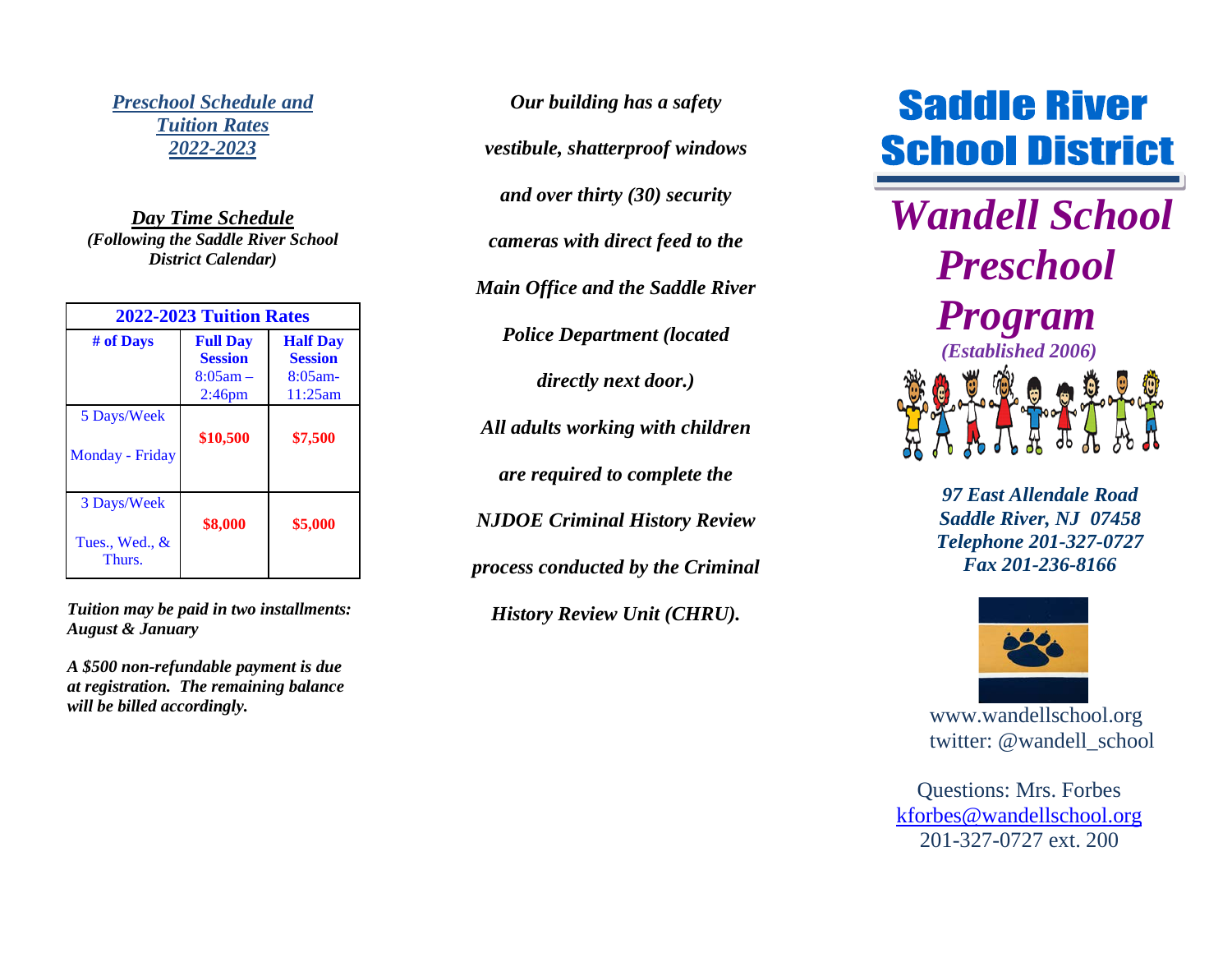***Preschool Schedule and Tuition Rates 2022-2023***

***Day Time Schedule***

***(Following the Saddle River School District Calendar)***

| 2022-2023 Tuition Rates | | |
|---|---|---|
| # of Days | Full Day Session 8:05am – 2:46pm | Half Day Session 8:05am-11:25am |
| 5 Days/Week Monday - Friday | $10,500 | $7,500 |
| 3 Days/Week Tues., Wed., & Thurs. | $8,000 | $5,000 |

***Tuition may be paid in two installments: August & January***

***A $500 non-refundable payment is due at registration. The remaining balance will be billed accordingly.***

***Our building has a safety vestibule, shatterproof windows and over thirty (30) security cameras with direct feed to the Main Office and the Saddle River Police Department (located directly next door.)***

***All adults working with children are required to complete the NJDOE Criminal History Review process conducted by the Criminal History Review Unit (CHRU).***

# Saddle River School District

# *Wandell School Preschool Program*

***(Established 2006)***

***97 East Allendale Road***
***Saddle River, NJ 07458***
***Telephone 201-327-0727***
***Fax 201-236-8166***

www.wandellschool.org
twitter: @wandell_school

Questions: Mrs. Forbes
kforbes@wandellschool.org
201-327-0727 ext. 200